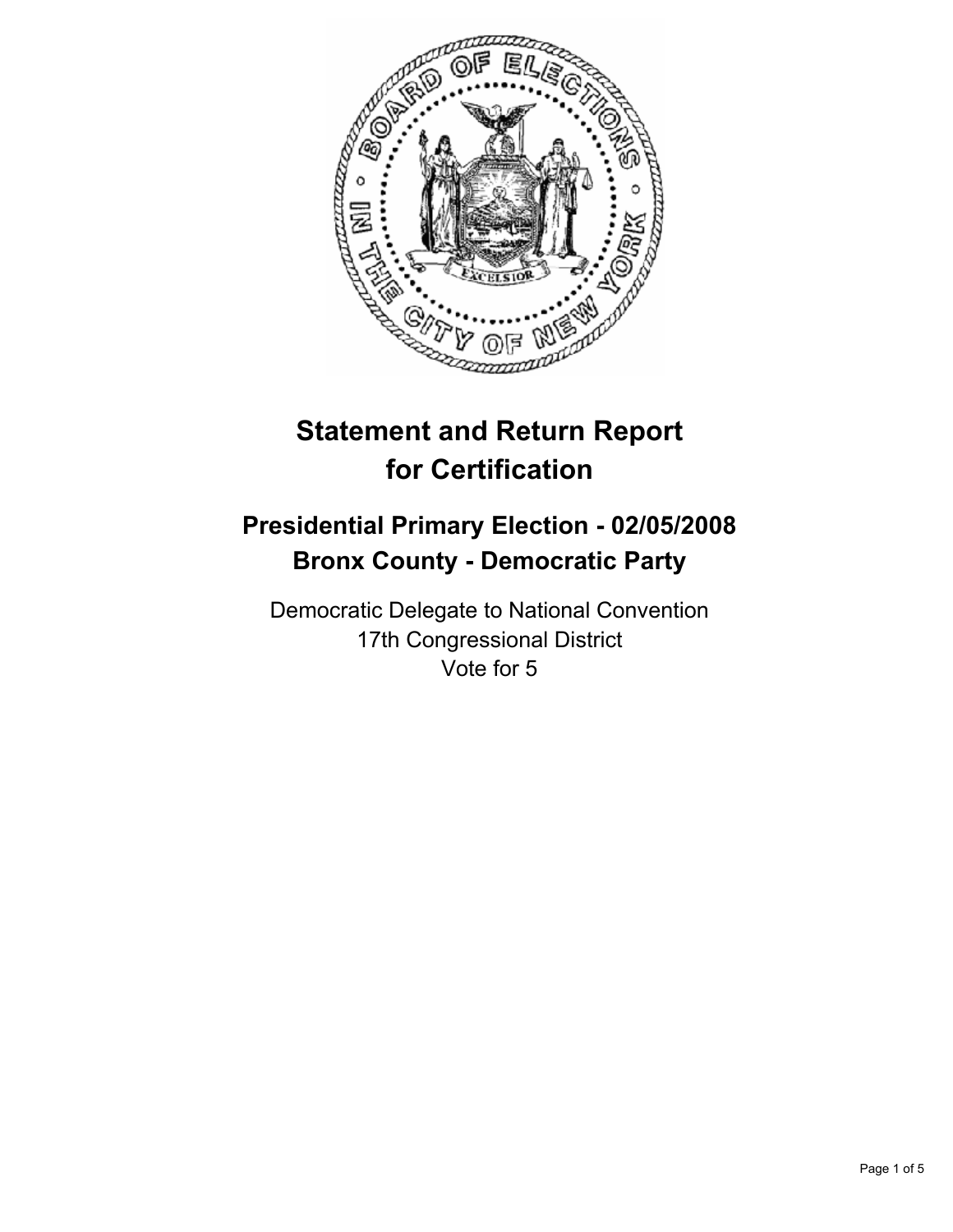# Statement and Return Report for Certification

## Presidential Primary Election - 02/05/2008
## Bronx County - Democratic Party

Democratic Delegate to National Convention
17th Congressional District
Vote for 5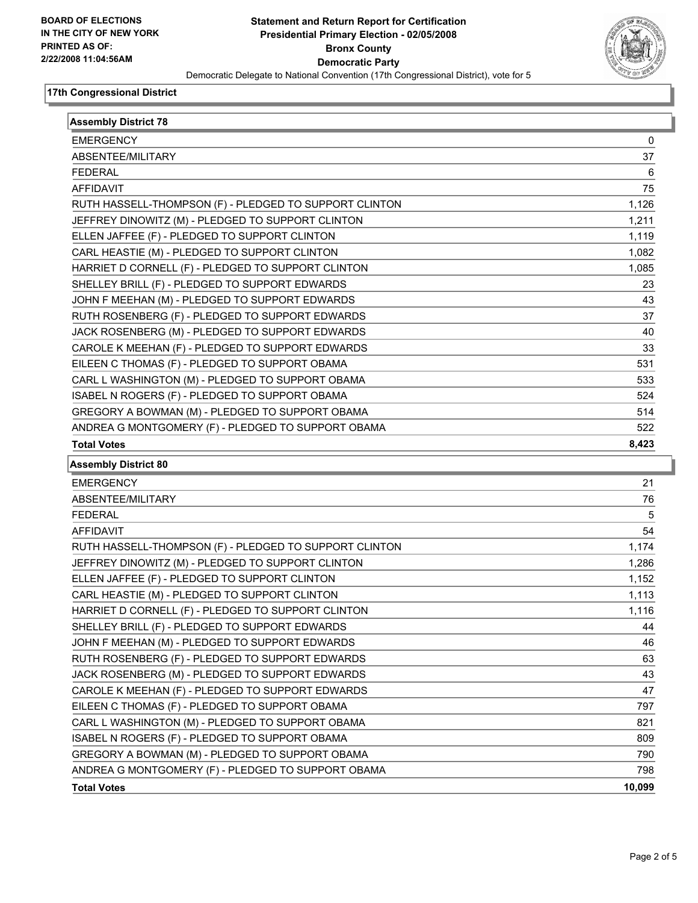**BOARD OF ELECTIONS IN THE CITY OF NEW YORK PRINTED AS OF: 2/22/2008 11:04:56AM**

# Statement and Return Report for Certification
## Presidential Primary Election - 02/05/2008
## Bronx County
## Democratic Party

Democratic Delegate to National Convention (17th Congressional District), vote for 5

### 17th Congressional District

| Assembly District 78 | |
|---|---|
| EMERGENCY | 0 |
| ABSENTEE/MILITARY | 37 |
| FEDERAL | 6 |
| AFFIDAVIT | 75 |
| RUTH HASSELL-THOMPSON (F) - PLEDGED TO SUPPORT CLINTON | 1,126 |
| JEFFREY DINOWITZ (M) - PLEDGED TO SUPPORT CLINTON | 1,211 |
| ELLEN JAFFEE (F) - PLEDGED TO SUPPORT CLINTON | 1,119 |
| CARL HEASTIE (M) - PLEDGED TO SUPPORT CLINTON | 1,082 |
| HARRIET D CORNELL (F) - PLEDGED TO SUPPORT CLINTON | 1,085 |
| SHELLEY BRILL (F) - PLEDGED TO SUPPORT EDWARDS | 23 |
| JOHN F MEEHAN (M) - PLEDGED TO SUPPORT EDWARDS | 43 |
| RUTH ROSENBERG (F) - PLEDGED TO SUPPORT EDWARDS | 37 |
| JACK ROSENBERG (M) - PLEDGED TO SUPPORT EDWARDS | 40 |
| CAROLE K MEEHAN (F) - PLEDGED TO SUPPORT EDWARDS | 33 |
| EILEEN C THOMAS (F) - PLEDGED TO SUPPORT OBAMA | 531 |
| CARL L WASHINGTON (M) - PLEDGED TO SUPPORT OBAMA | 533 |
| ISABEL N ROGERS (F) - PLEDGED TO SUPPORT OBAMA | 524 |
| GREGORY A BOWMAN (M) - PLEDGED TO SUPPORT OBAMA | 514 |
| ANDREA G MONTGOMERY (F) - PLEDGED TO SUPPORT OBAMA | 522 |
| **Total Votes** | **8,423** |

| Assembly District 80 | |
|---|---|
| EMERGENCY | 21 |
| ABSENTEE/MILITARY | 76 |
| FEDERAL | 5 |
| AFFIDAVIT | 54 |
| RUTH HASSELL-THOMPSON (F) - PLEDGED TO SUPPORT CLINTON | 1,174 |
| JEFFREY DINOWITZ (M) - PLEDGED TO SUPPORT CLINTON | 1,286 |
| ELLEN JAFFEE (F) - PLEDGED TO SUPPORT CLINTON | 1,152 |
| CARL HEASTIE (M) - PLEDGED TO SUPPORT CLINTON | 1,113 |
| HARRIET D CORNELL (F) - PLEDGED TO SUPPORT CLINTON | 1,116 |
| SHELLEY BRILL (F) - PLEDGED TO SUPPORT EDWARDS | 44 |
| JOHN F MEEHAN (M) - PLEDGED TO SUPPORT EDWARDS | 46 |
| RUTH ROSENBERG (F) - PLEDGED TO SUPPORT EDWARDS | 63 |
| JACK ROSENBERG (M) - PLEDGED TO SUPPORT EDWARDS | 43 |
| CAROLE K MEEHAN (F) - PLEDGED TO SUPPORT EDWARDS | 47 |
| EILEEN C THOMAS (F) - PLEDGED TO SUPPORT OBAMA | 797 |
| CARL L WASHINGTON (M) - PLEDGED TO SUPPORT OBAMA | 821 |
| ISABEL N ROGERS (F) - PLEDGED TO SUPPORT OBAMA | 809 |
| GREGORY A BOWMAN (M) - PLEDGED TO SUPPORT OBAMA | 790 |
| ANDREA G MONTGOMERY (F) - PLEDGED TO SUPPORT OBAMA | 798 |
| **Total Votes** | **10,099** |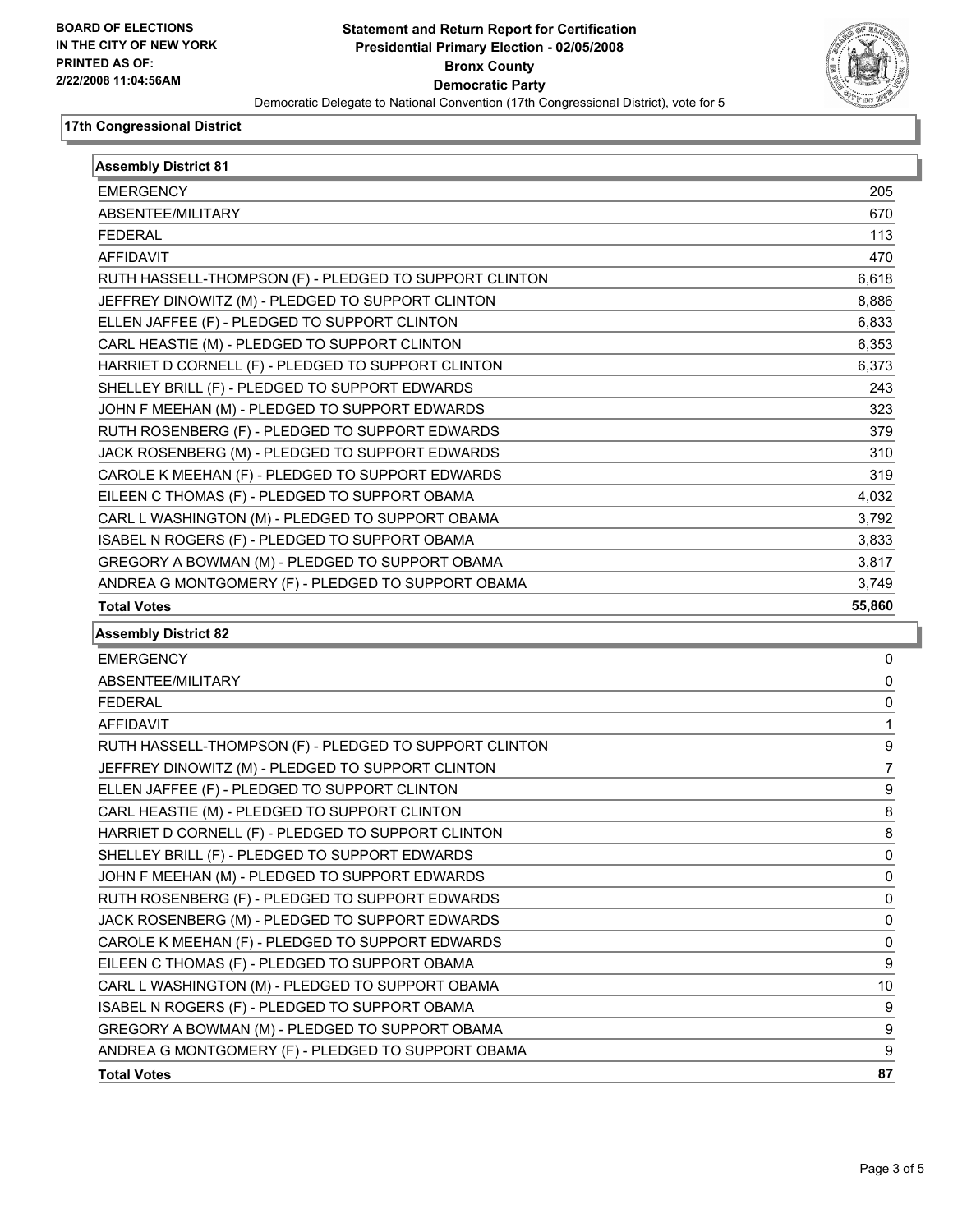**BOARD OF ELECTIONS IN THE CITY OF NEW YORK PRINTED AS OF: 2/22/2008 11:04:56AM**

# Statement and Return Report for Certification
## Presidential Primary Election - 02/05/2008
## Bronx County
## Democratic Party

Democratic Delegate to National Convention (17th Congressional District), vote for 5

### 17th Congressional District

| Assembly District 81 | |
|---|---|
| EMERGENCY | 205 |
| ABSENTEE/MILITARY | 670 |
| FEDERAL | 113 |
| AFFIDAVIT | 470 |
| RUTH HASSELL-THOMPSON (F) - PLEDGED TO SUPPORT CLINTON | 6,618 |
| JEFFREY DINOWITZ (M) - PLEDGED TO SUPPORT CLINTON | 8,886 |
| ELLEN JAFFEE (F) - PLEDGED TO SUPPORT CLINTON | 6,833 |
| CARL HEASTIE (M) - PLEDGED TO SUPPORT CLINTON | 6,353 |
| HARRIET D CORNELL (F) - PLEDGED TO SUPPORT CLINTON | 6,373 |
| SHELLEY BRILL (F) - PLEDGED TO SUPPORT EDWARDS | 243 |
| JOHN F MEEHAN (M) - PLEDGED TO SUPPORT EDWARDS | 323 |
| RUTH ROSENBERG (F) - PLEDGED TO SUPPORT EDWARDS | 379 |
| JACK ROSENBERG (M) - PLEDGED TO SUPPORT EDWARDS | 310 |
| CAROLE K MEEHAN (F) - PLEDGED TO SUPPORT EDWARDS | 319 |
| EILEEN C THOMAS (F) - PLEDGED TO SUPPORT OBAMA | 4,032 |
| CARL L WASHINGTON (M) - PLEDGED TO SUPPORT OBAMA | 3,792 |
| ISABEL N ROGERS (F) - PLEDGED TO SUPPORT OBAMA | 3,833 |
| GREGORY A BOWMAN (M) - PLEDGED TO SUPPORT OBAMA | 3,817 |
| ANDREA G MONTGOMERY (F) - PLEDGED TO SUPPORT OBAMA | 3,749 |
| **Total Votes** | **55,860** |

| Assembly District 82 | |
|---|---|
| EMERGENCY | 0 |
| ABSENTEE/MILITARY | 0 |
| FEDERAL | 0 |
| AFFIDAVIT | 1 |
| RUTH HASSELL-THOMPSON (F) - PLEDGED TO SUPPORT CLINTON | 9 |
| JEFFREY DINOWITZ (M) - PLEDGED TO SUPPORT CLINTON | 7 |
| ELLEN JAFFEE (F) - PLEDGED TO SUPPORT CLINTON | 9 |
| CARL HEASTIE (M) - PLEDGED TO SUPPORT CLINTON | 8 |
| HARRIET D CORNELL (F) - PLEDGED TO SUPPORT CLINTON | 8 |
| SHELLEY BRILL (F) - PLEDGED TO SUPPORT EDWARDS | 0 |
| JOHN F MEEHAN (M) - PLEDGED TO SUPPORT EDWARDS | 0 |
| RUTH ROSENBERG (F) - PLEDGED TO SUPPORT EDWARDS | 0 |
| JACK ROSENBERG (M) - PLEDGED TO SUPPORT EDWARDS | 0 |
| CAROLE K MEEHAN (F) - PLEDGED TO SUPPORT EDWARDS | 0 |
| EILEEN C THOMAS (F) - PLEDGED TO SUPPORT OBAMA | 9 |
| CARL L WASHINGTON (M) - PLEDGED TO SUPPORT OBAMA | 10 |
| ISABEL N ROGERS (F) - PLEDGED TO SUPPORT OBAMA | 9 |
| GREGORY A BOWMAN (M) - PLEDGED TO SUPPORT OBAMA | 9 |
| ANDREA G MONTGOMERY (F) - PLEDGED TO SUPPORT OBAMA | 9 |
| **Total Votes** | **87** |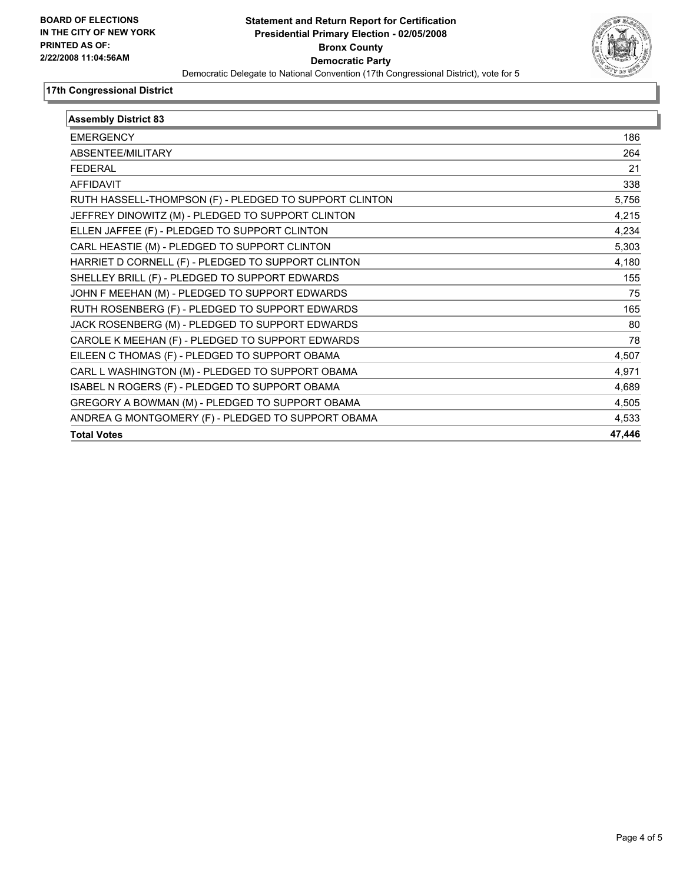**BOARD OF ELECTIONS IN THE CITY OF NEW YORK**
**PRINTED AS OF: 2/22/2008 11:04:56AM**

**Statement and Return Report for Certification**
**Presidential Primary Election - 02/05/2008**
**Bronx County**
**Democratic Party**
Democratic Delegate to National Convention (17th Congressional District), vote for 5

## 17th Congressional District

| Assembly District 83 | |
|---|---|
| EMERGENCY | 186 |
| ABSENTEE/MILITARY | 264 |
| FEDERAL | 21 |
| AFFIDAVIT | 338 |
| RUTH HASSELL-THOMPSON (F) - PLEDGED TO SUPPORT CLINTON | 5,756 |
| JEFFREY DINOWITZ (M) - PLEDGED TO SUPPORT CLINTON | 4,215 |
| ELLEN JAFFEE (F) - PLEDGED TO SUPPORT CLINTON | 4,234 |
| CARL HEASTIE (M) - PLEDGED TO SUPPORT CLINTON | 5,303 |
| HARRIET D CORNELL (F) - PLEDGED TO SUPPORT CLINTON | 4,180 |
| SHELLEY BRILL (F) - PLEDGED TO SUPPORT EDWARDS | 155 |
| JOHN F MEEHAN (M) - PLEDGED TO SUPPORT EDWARDS | 75 |
| RUTH ROSENBERG (F) - PLEDGED TO SUPPORT EDWARDS | 165 |
| JACK ROSENBERG (M) - PLEDGED TO SUPPORT EDWARDS | 80 |
| CAROLE K MEEHAN (F) - PLEDGED TO SUPPORT EDWARDS | 78 |
| EILEEN C THOMAS (F) - PLEDGED TO SUPPORT OBAMA | 4,507 |
| CARL L WASHINGTON (M) - PLEDGED TO SUPPORT OBAMA | 4,971 |
| ISABEL N ROGERS (F) - PLEDGED TO SUPPORT OBAMA | 4,689 |
| GREGORY A BOWMAN (M) - PLEDGED TO SUPPORT OBAMA | 4,505 |
| ANDREA G MONTGOMERY (F) - PLEDGED TO SUPPORT OBAMA | 4,533 |
| **Total Votes** | **47,446** |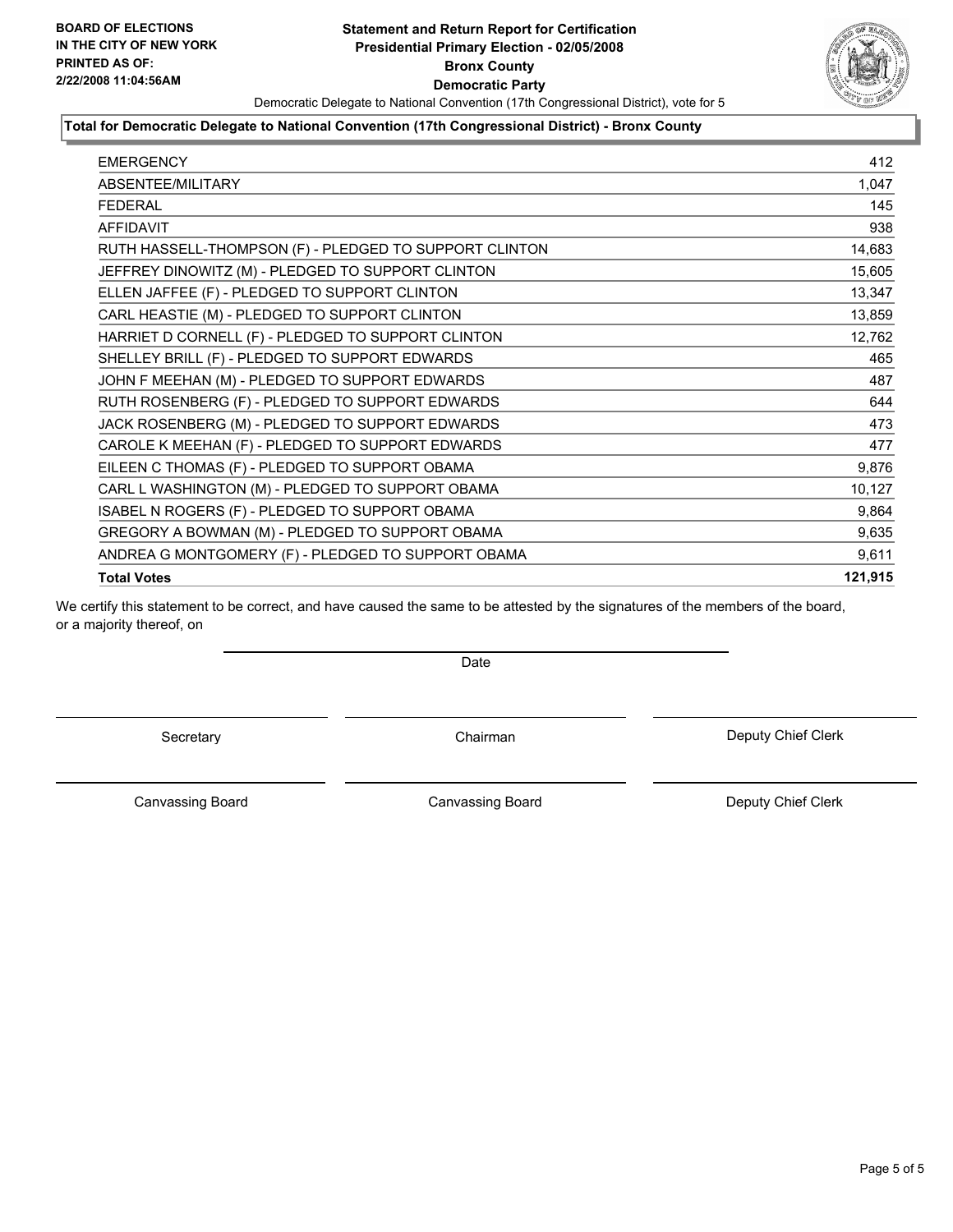**BOARD OF ELECTIONS IN THE CITY OF NEW YORK**
**PRINTED AS OF:**
**2/22/2008 11:04:56AM**

# Statement and Return Report for Certification
## Presidential Primary Election - 02/05/2008
## Bronx County
## Democratic Party

Democratic Delegate to National Convention (17th Congressional District), vote for 5

### Total for Democratic Delegate to National Convention (17th Congressional District) - Bronx County

| | |
|---|---|
| EMERGENCY | 412 |
| ABSENTEE/MILITARY | 1,047 |
| FEDERAL | 145 |
| AFFIDAVIT | 938 |
| RUTH HASSELL-THOMPSON (F) - PLEDGED TO SUPPORT CLINTON | 14,683 |
| JEFFREY DINOWITZ (M) - PLEDGED TO SUPPORT CLINTON | 15,605 |
| ELLEN JAFFEE (F) - PLEDGED TO SUPPORT CLINTON | 13,347 |
| CARL HEASTIE (M) - PLEDGED TO SUPPORT CLINTON | 13,859 |
| HARRIET D CORNELL (F) - PLEDGED TO SUPPORT CLINTON | 12,762 |
| SHELLEY BRILL (F) - PLEDGED TO SUPPORT EDWARDS | 465 |
| JOHN F MEEHAN (M) - PLEDGED TO SUPPORT EDWARDS | 487 |
| RUTH ROSENBERG (F) - PLEDGED TO SUPPORT EDWARDS | 644 |
| JACK ROSENBERG (M) - PLEDGED TO SUPPORT EDWARDS | 473 |
| CAROLE K MEEHAN (F) - PLEDGED TO SUPPORT EDWARDS | 477 |
| EILEEN C THOMAS (F) - PLEDGED TO SUPPORT OBAMA | 9,876 |
| CARL L WASHINGTON (M) - PLEDGED TO SUPPORT OBAMA | 10,127 |
| ISABEL N ROGERS (F) - PLEDGED TO SUPPORT OBAMA | 9,864 |
| GREGORY A BOWMAN (M) - PLEDGED TO SUPPORT OBAMA | 9,635 |
| ANDREA G MONTGOMERY (F) - PLEDGED TO SUPPORT OBAMA | 9,611 |
| **Total Votes** | **121,915** |

We certify this statement to be correct, and have caused the same to be attested by the signatures of the members of the board, or a majority thereof, on

Date

Secretary | Chairman | Deputy Chief Clerk

Canvassing Board | Canvassing Board | Deputy Chief Clerk